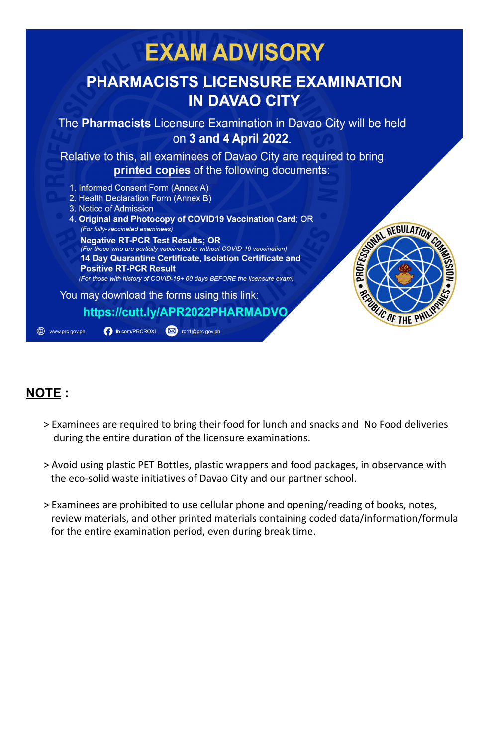# EXAM ADVISORY

## PHARMACISTS LICENSURE EXAMINATION IN DAVAO CITY

The **Pharmacists** Licensure Examination in Davao City will be held on **3 and 4 April 2022**.

Relative to this, all examinees of Davao City are required to bring **printed copies** of the following documents:

1. Informed Consent Form (Annex A)
2. Health Declaration Form (Annex B)
3. Notice of Admission
4. **Original and Photocopy of COVID19 Vaccination Card**; OR
   *(For fully-vaccinated examinees)*
   **Negative RT-PCR Test Results; OR**
   *(For those who are partially vaccinated or without COVID-19 vaccination)*
   **14 Day Quarantine Certificate, Isolation Certificate and Positive RT-PCR Result**
   *(For those with history of COVID-19+ 60 days BEFORE the licensure exam)*

You may download the forms using this link:

**https://cutt.ly/APR2022PHARMADVO**

www.prc.gov.ph | fb.com/PRCROXI | ro11@prc.gov.ph

**NOTE :**

> Examinees are required to bring their food for lunch and snacks and No Food deliveries during the entire duration of the licensure examinations.

> Avoid using plastic PET Bottles, plastic wrappers and food packages, in observance with the eco-solid waste initiatives of Davao City and our partner school.

> Examinees are prohibited to use cellular phone and opening/reading of books, notes, review materials, and other printed materials containing coded data/information/formula for the entire examination period, even during break time.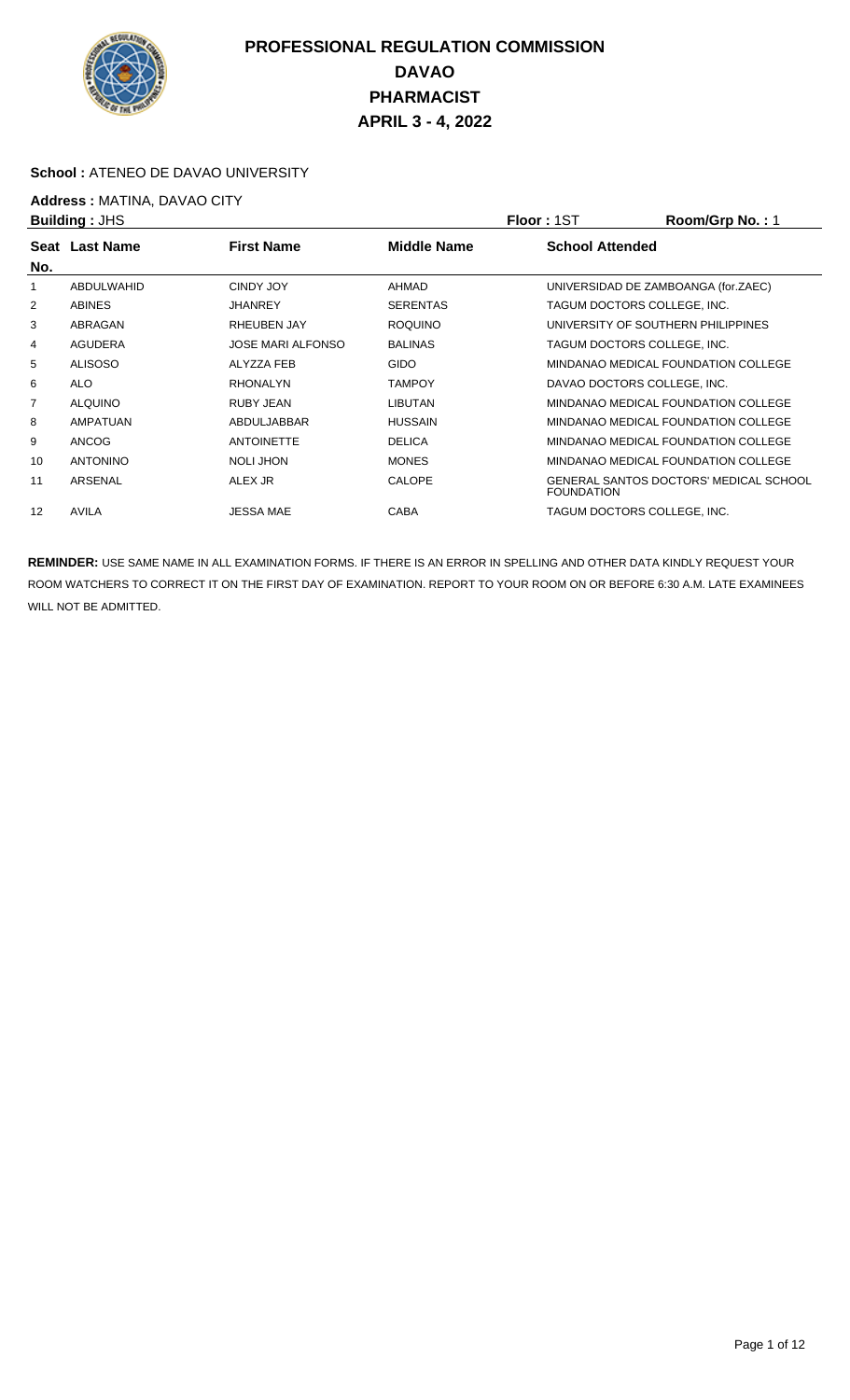# PROFESSIONAL REGULATION COMMISSION
# DAVAO
# PHARMACIST
# APRIL 3 - 4, 2022

**School :** ATENEO DE DAVAO UNIVERSITY

**Address :** MATINA, DAVAO CITY

**Building :** JHS **Floor :** 1ST **Room/Grp No. :** 1

| Seat No. | Last Name | First Name | Middle Name | School Attended |
|---|---|---|---|---|
| 1 | ABDULWAHID | CINDY JOY | AHMAD | UNIVERSIDAD DE ZAMBOANGA (for.ZAEC) |
| 2 | ABINES | JHANREY | SERENTAS | TAGUM DOCTORS COLLEGE, INC. |
| 3 | ABRAGAN | RHEUBEN JAY | ROQUINO | UNIVERSITY OF SOUTHERN PHILIPPINES |
| 4 | AGUDERA | JOSE MARI ALFONSO | BALINAS | TAGUM DOCTORS COLLEGE, INC. |
| 5 | ALISOSO | ALYZZA FEB | GIDO | MINDANAO MEDICAL FOUNDATION COLLEGE |
| 6 | ALO | RHONALYN | TAMPOY | DAVAO DOCTORS COLLEGE, INC. |
| 7 | ALQUINO | RUBY JEAN | LIBUTAN | MINDANAO MEDICAL FOUNDATION COLLEGE |
| 8 | AMPATUAN | ABDULJABBAR | HUSSAIN | MINDANAO MEDICAL FOUNDATION COLLEGE |
| 9 | ANCOG | ANTOINETTE | DELICA | MINDANAO MEDICAL FOUNDATION COLLEGE |
| 10 | ANTONINO | NOLI JHON | MONES | MINDANAO MEDICAL FOUNDATION COLLEGE |
| 11 | ARSENAL | ALEX JR | CALOPE | GENERAL SANTOS DOCTORS' MEDICAL SCHOOL FOUNDATION |
| 12 | AVILA | JESSA MAE | CABA | TAGUM DOCTORS COLLEGE, INC. |

**REMINDER:** USE SAME NAME IN ALL EXAMINATION FORMS. IF THERE IS AN ERROR IN SPELLING AND OTHER DATA KINDLY REQUEST YOUR ROOM WATCHERS TO CORRECT IT ON THE FIRST DAY OF EXAMINATION. REPORT TO YOUR ROOM ON OR BEFORE 6:30 A.M. LATE EXAMINEES WILL NOT BE ADMITTED.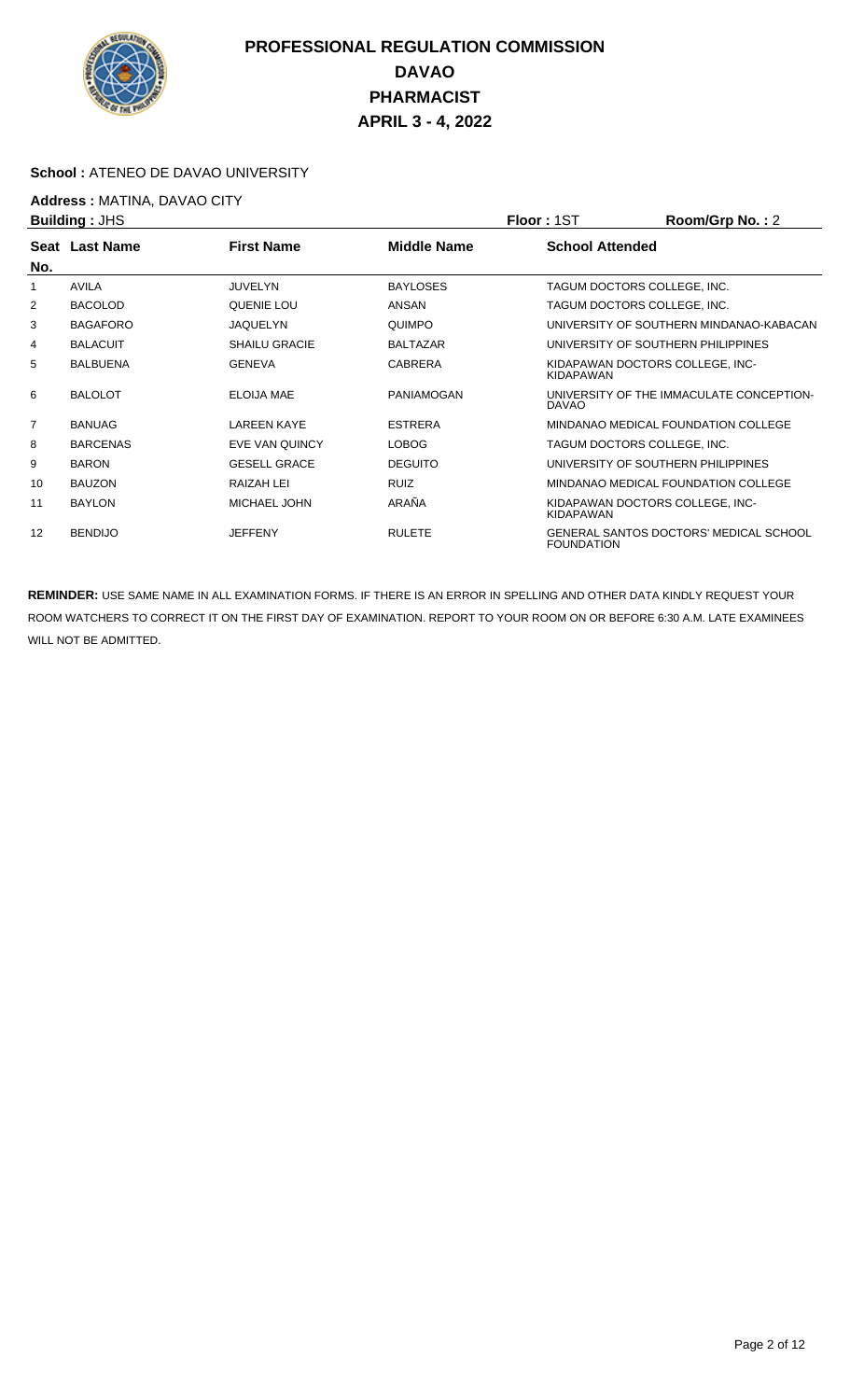# PROFESSIONAL REGULATION COMMISSION
## DAVAO
## PHARMACIST
## APRIL 3 - 4, 2022

**School :** ATENEO DE DAVAO UNIVERSITY

**Address :** MATINA, DAVAO CITY

**Building :** JHS **Floor :** 1ST **Room/Grp No. :** 2

| Seat No. | Last Name | First Name | Middle Name | School Attended |
|---|---|---|---|---|
| 1 | AVILA | JUVELYN | BAYLOSES | TAGUM DOCTORS COLLEGE, INC. |
| 2 | BACOLOD | QUENIE LOU | ANSAN | TAGUM DOCTORS COLLEGE, INC. |
| 3 | BAGAFORO | JAQUELYN | QUIMPO | UNIVERSITY OF SOUTHERN MINDANAO-KABACAN |
| 4 | BALACUIT | SHAILU GRACIE | BALTAZAR | UNIVERSITY OF SOUTHERN PHILIPPINES |
| 5 | BALBUENA | GENEVA | CABRERA | KIDAPAWAN DOCTORS COLLEGE, INC-KIDAPAWAN |
| 6 | BALOLOT | ELOIJA MAE | PANIAMOGAN | UNIVERSITY OF THE IMMACULATE CONCEPTION-DAVAO |
| 7 | BANUAG | LAREEN KAYE | ESTRERA | MINDANAO MEDICAL FOUNDATION COLLEGE |
| 8 | BARCENAS | EVE VAN QUINCY | LOBOG | TAGUM DOCTORS COLLEGE, INC. |
| 9 | BARON | GESELL GRACE | DEGUITO | UNIVERSITY OF SOUTHERN PHILIPPINES |
| 10 | BAUZON | RAIZAH LEI | RUIZ | MINDANAO MEDICAL FOUNDATION COLLEGE |
| 11 | BAYLON | MICHAEL JOHN | ARAÑA | KIDAPAWAN DOCTORS COLLEGE, INC-KIDAPAWAN |
| 12 | BENDIJO | JEFFENY | RULETE | GENERAL SANTOS DOCTORS' MEDICAL SCHOOL FOUNDATION |

**REMINDER:** USE SAME NAME IN ALL EXAMINATION FORMS. IF THERE IS AN ERROR IN SPELLING AND OTHER DATA KINDLY REQUEST YOUR ROOM WATCHERS TO CORRECT IT ON THE FIRST DAY OF EXAMINATION. REPORT TO YOUR ROOM ON OR BEFORE 6:30 A.M. LATE EXAMINEES WILL NOT BE ADMITTED.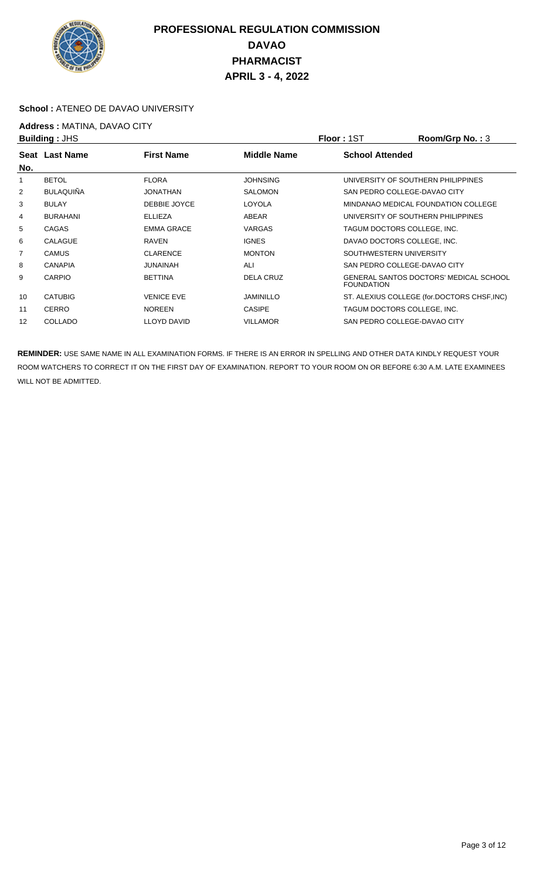# PROFESSIONAL REGULATION COMMISSION
## DAVAO
## PHARMACIST
## APRIL 3 - 4, 2022

**School :** ATENEO DE DAVAO UNIVERSITY

**Address :** MATINA, DAVAO CITY

**Building :** JHS **Floor :** 1ST **Room/Grp No. :** 3

| Seat No. | Last Name | First Name | Middle Name | School Attended |
|---|---|---|---|---|
| 1 | BETOL | FLORA | JOHNSING | UNIVERSITY OF SOUTHERN PHILIPPINES |
| 2 | BULAQUIÑA | JONATHAN | SALOMON | SAN PEDRO COLLEGE-DAVAO CITY |
| 3 | BULAY | DEBBIE JOYCE | LOYOLA | MINDANAO MEDICAL FOUNDATION COLLEGE |
| 4 | BURAHANI | ELLIEZA | ABEAR | UNIVERSITY OF SOUTHERN PHILIPPINES |
| 5 | CAGAS | EMMA GRACE | VARGAS | TAGUM DOCTORS COLLEGE, INC. |
| 6 | CALAGUE | RAVEN | IGNES | DAVAO DOCTORS COLLEGE, INC. |
| 7 | CAMUS | CLARENCE | MONTON | SOUTHWESTERN UNIVERSITY |
| 8 | CANAPIA | JUNAINAH | ALI | SAN PEDRO COLLEGE-DAVAO CITY |
| 9 | CARPIO | BETTINA | DELA CRUZ | GENERAL SANTOS DOCTORS' MEDICAL SCHOOL FOUNDATION |
| 10 | CATUBIG | VENICE EVE | JAMINILLO | ST. ALEXIUS COLLEGE (for.DOCTORS CHSF,INC) |
| 11 | CERRO | NOREEN | CASIPE | TAGUM DOCTORS COLLEGE, INC. |
| 12 | COLLADO | LLOYD DAVID | VILLAMOR | SAN PEDRO COLLEGE-DAVAO CITY |

**REMINDER:** USE SAME NAME IN ALL EXAMINATION FORMS. IF THERE IS AN ERROR IN SPELLING AND OTHER DATA KINDLY REQUEST YOUR ROOM WATCHERS TO CORRECT IT ON THE FIRST DAY OF EXAMINATION. REPORT TO YOUR ROOM ON OR BEFORE 6:30 A.M. LATE EXAMINEES WILL NOT BE ADMITTED.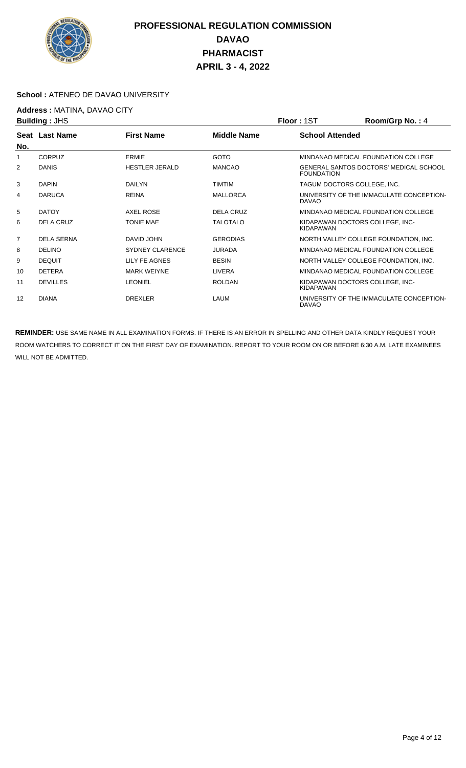# PROFESSIONAL REGULATION COMMISSION
## DAVAO
## PHARMACIST
## APRIL 3 - 4, 2022

**School :** ATENEO DE DAVAO UNIVERSITY

**Address :** MATINA, DAVAO CITY

**Building :** JHS **Floor :** 1ST **Room/Grp No. :** 4

| Seat No. | Last Name | First Name | Middle Name | School Attended |
|---|---|---|---|---|
| 1 | CORPUZ | ERMIE | GOTO | MINDANAO MEDICAL FOUNDATION COLLEGE |
| 2 | DANIS | HESTLER JERALD | MANCAO | GENERAL SANTOS DOCTORS' MEDICAL SCHOOL FOUNDATION |
| 3 | DAPIN | DAILYN | TIMTIM | TAGUM DOCTORS COLLEGE, INC. |
| 4 | DARUCA | REINA | MALLORCA | UNIVERSITY OF THE IMMACULATE CONCEPTION-DAVAO |
| 5 | DATOY | AXEL ROSE | DELA CRUZ | MINDANAO MEDICAL FOUNDATION COLLEGE |
| 6 | DELA CRUZ | TONIE MAE | TALOTALO | KIDAPAWAN DOCTORS COLLEGE, INC-KIDAPAWAN |
| 7 | DELA SERNA | DAVID JOHN | GERODIAS | NORTH VALLEY COLLEGE FOUNDATION, INC. |
| 8 | DELINO | SYDNEY CLARENCE | JURADA | MINDANAO MEDICAL FOUNDATION COLLEGE |
| 9 | DEQUIT | LILY FE AGNES | BESIN | NORTH VALLEY COLLEGE FOUNDATION, INC. |
| 10 | DETERA | MARK WEIYNE | LIVERA | MINDANAO MEDICAL FOUNDATION COLLEGE |
| 11 | DEVILLES | LEONIEL | ROLDAN | KIDAPAWAN DOCTORS COLLEGE, INC-KIDAPAWAN |
| 12 | DIANA | DREXLER | LAUM | UNIVERSITY OF THE IMMACULATE CONCEPTION-DAVAO |

**REMINDER:** USE SAME NAME IN ALL EXAMINATION FORMS. IF THERE IS AN ERROR IN SPELLING AND OTHER DATA KINDLY REQUEST YOUR ROOM WATCHERS TO CORRECT IT ON THE FIRST DAY OF EXAMINATION. REPORT TO YOUR ROOM ON OR BEFORE 6:30 A.M. LATE EXAMINEES WILL NOT BE ADMITTED.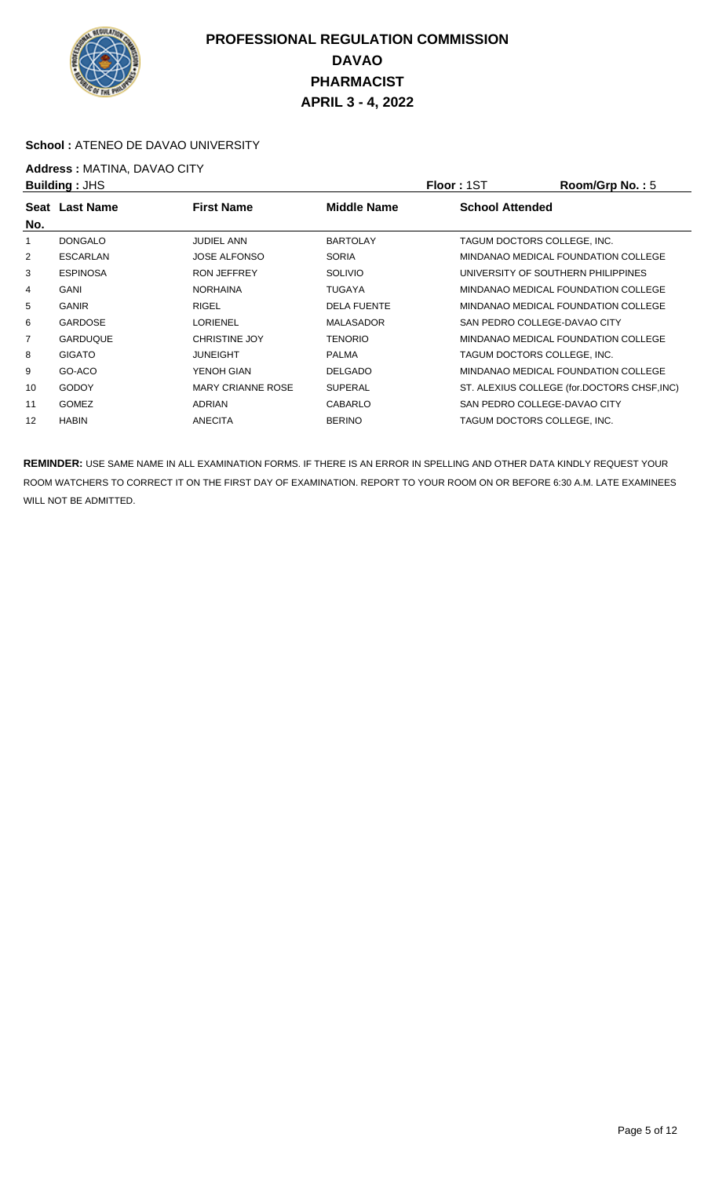# PROFESSIONAL REGULATION COMMISSION
# DAVAO
# PHARMACIST
# APRIL 3 - 4, 2022

**School :** ATENEO DE DAVAO UNIVERSITY

**Address :** MATINA, DAVAO CITY

**Building :** JHS **Floor :** 1ST **Room/Grp No. :** 5

| Seat No. | Last Name | First Name | Middle Name | School Attended |
| --- | --- | --- | --- | --- |
| 1 | DONGALO | JUDIEL ANN | BARTOLAY | TAGUM DOCTORS COLLEGE, INC. |
| 2 | ESCARLAN | JOSE ALFONSO | SORIA | MINDANAO MEDICAL FOUNDATION COLLEGE |
| 3 | ESPINOSA | RON JEFFREY | SOLIVIO | UNIVERSITY OF SOUTHERN PHILIPPINES |
| 4 | GANI | NORHAINA | TUGAYA | MINDANAO MEDICAL FOUNDATION COLLEGE |
| 5 | GANIR | RIGEL | DELA FUENTE | MINDANAO MEDICAL FOUNDATION COLLEGE |
| 6 | GARDOSE | LORIENEL | MALASADOR | SAN PEDRO COLLEGE-DAVAO CITY |
| 7 | GARDUQUE | CHRISTINE JOY | TENORIO | MINDANAO MEDICAL FOUNDATION COLLEGE |
| 8 | GIGATO | JUNEIGHT | PALMA | TAGUM DOCTORS COLLEGE, INC. |
| 9 | GO-ACO | YENOH GIAN | DELGADO | MINDANAO MEDICAL FOUNDATION COLLEGE |
| 10 | GODOY | MARY CRIANNE ROSE | SUPERAL | ST. ALEXIUS COLLEGE (for.DOCTORS CHSF,INC) |
| 11 | GOMEZ | ADRIAN | CABARLO | SAN PEDRO COLLEGE-DAVAO CITY |
| 12 | HABIN | ANECITA | BERINO | TAGUM DOCTORS COLLEGE, INC. |

**REMINDER:** USE SAME NAME IN ALL EXAMINATION FORMS. IF THERE IS AN ERROR IN SPELLING AND OTHER DATA KINDLY REQUEST YOUR ROOM WATCHERS TO CORRECT IT ON THE FIRST DAY OF EXAMINATION. REPORT TO YOUR ROOM ON OR BEFORE 6:30 A.M. LATE EXAMINEES WILL NOT BE ADMITTED.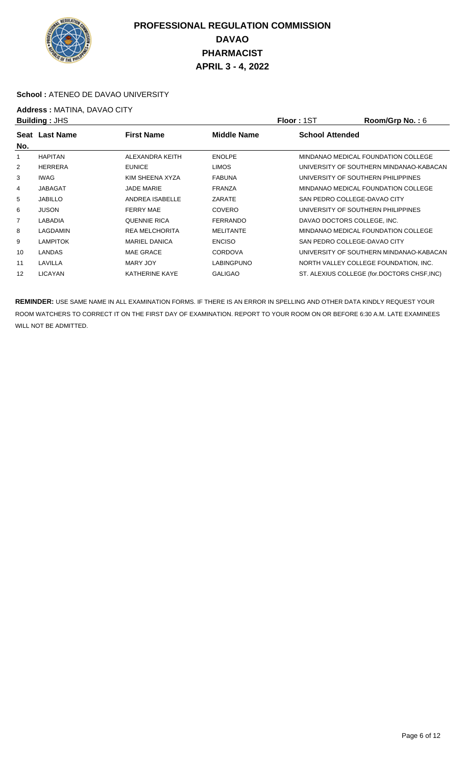# PROFESSIONAL REGULATION COMMISSION
## DAVAO
## PHARMACIST
## APRIL 3 - 4, 2022

**School :** ATENEO DE DAVAO UNIVERSITY

**Address :** MATINA, DAVAO CITY

**Building :** JHS **Floor :** 1ST **Room/Grp No. :** 6

| Seat No. | Last Name | First Name | Middle Name | School Attended |
|---|---|---|---|---|
| 1 | HAPITAN | ALEXANDRA KEITH | ENOLPE | MINDANAO MEDICAL FOUNDATION COLLEGE |
| 2 | HERRERA | EUNICE | LIMOS | UNIVERSITY OF SOUTHERN MINDANAO-KABACAN |
| 3 | IWAG | KIM SHEENA XYZA | FABUNA | UNIVERSITY OF SOUTHERN PHILIPPINES |
| 4 | JABAGAT | JADE MARIE | FRANZA | MINDANAO MEDICAL FOUNDATION COLLEGE |
| 5 | JABILLO | ANDREA ISABELLE | ZARATE | SAN PEDRO COLLEGE-DAVAO CITY |
| 6 | JUSON | FERRY MAE | COVERO | UNIVERSITY OF SOUTHERN PHILIPPINES |
| 7 | LABADIA | QUENNIE RICA | FERRANDO | DAVAO DOCTORS COLLEGE, INC. |
| 8 | LAGDAMIN | REA MELCHORITA | MELITANTE | MINDANAO MEDICAL FOUNDATION COLLEGE |
| 9 | LAMPITOK | MARIEL DANICA | ENCISO | SAN PEDRO COLLEGE-DAVAO CITY |
| 10 | LANDAS | MAE GRACE | CORDOVA | UNIVERSITY OF SOUTHERN MINDANAO-KABACAN |
| 11 | LAVILLA | MARY JOY | LABINGPUNO | NORTH VALLEY COLLEGE FOUNDATION, INC. |
| 12 | LICAYAN | KATHERINE KAYE | GALIGAO | ST. ALEXIUS COLLEGE (for.DOCTORS CHSF,INC) |

**REMINDER:** USE SAME NAME IN ALL EXAMINATION FORMS. IF THERE IS AN ERROR IN SPELLING AND OTHER DATA KINDLY REQUEST YOUR ROOM WATCHERS TO CORRECT IT ON THE FIRST DAY OF EXAMINATION. REPORT TO YOUR ROOM ON OR BEFORE 6:30 A.M. LATE EXAMINEES WILL NOT BE ADMITTED.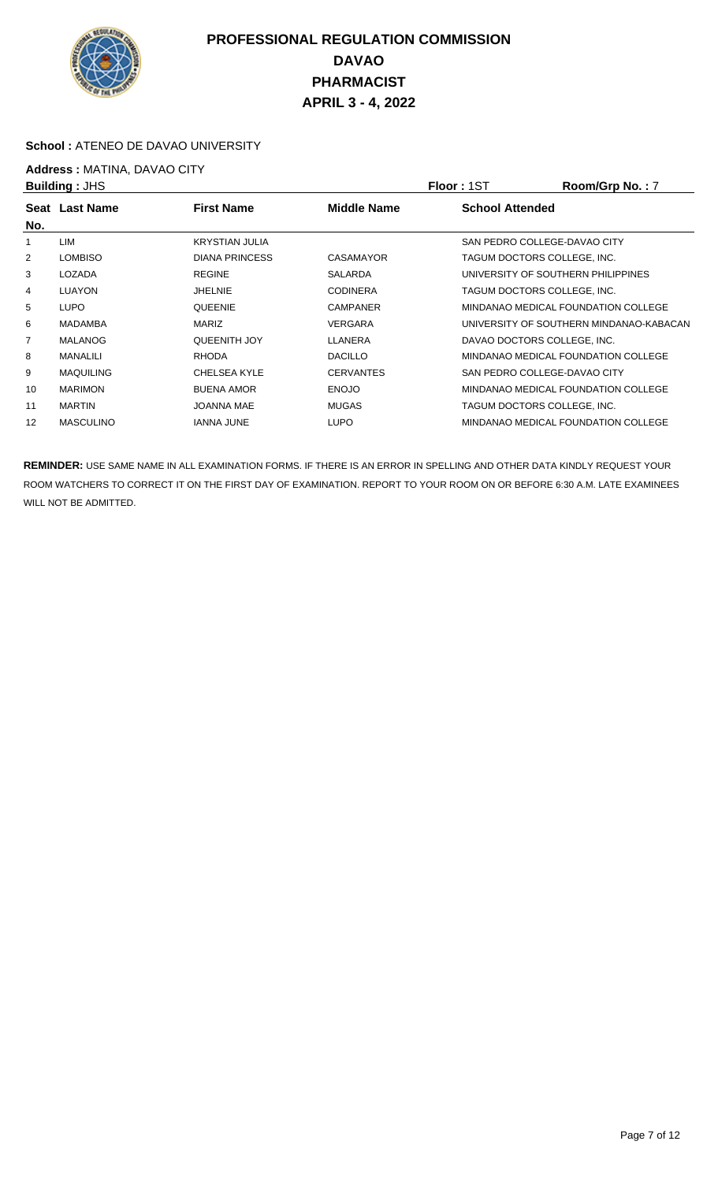# PROFESSIONAL REGULATION COMMISSION
# DAVAO
# PHARMACIST
# APRIL 3 - 4, 2022

**School :** ATENEO DE DAVAO UNIVERSITY

**Address :** MATINA, DAVAO CITY

**Building :** JHS **Floor :** 1ST **Room/Grp No. :** 7

| Seat No. | Last Name | First Name | Middle Name | School Attended |
|---|---|---|---|---|
| 1 | LIM | KRYSTIAN JULIA | | SAN PEDRO COLLEGE-DAVAO CITY |
| 2 | LOMBISO | DIANA PRINCESS | CASAMAYOR | TAGUM DOCTORS COLLEGE, INC. |
| 3 | LOZADA | REGINE | SALARDA | UNIVERSITY OF SOUTHERN PHILIPPINES |
| 4 | LUAYON | JHELNIE | CODINERA | TAGUM DOCTORS COLLEGE, INC. |
| 5 | LUPO | QUEENIE | CAMPANER | MINDANAO MEDICAL FOUNDATION COLLEGE |
| 6 | MADAMBA | MARIZ | VERGARA | UNIVERSITY OF SOUTHERN MINDANAO-KABACAN |
| 7 | MALANOG | QUEENITH JOY | LLANERA | DAVAO DOCTORS COLLEGE, INC. |
| 8 | MANALILI | RHODA | DACILLO | MINDANAO MEDICAL FOUNDATION COLLEGE |
| 9 | MAQUILING | CHELSEA KYLE | CERVANTES | SAN PEDRO COLLEGE-DAVAO CITY |
| 10 | MARIMON | BUENA AMOR | ENOJO | MINDANAO MEDICAL FOUNDATION COLLEGE |
| 11 | MARTIN | JOANNA MAE | MUGAS | TAGUM DOCTORS COLLEGE, INC. |
| 12 | MASCULINO | IANNA JUNE | LUPO | MINDANAO MEDICAL FOUNDATION COLLEGE |

**REMINDER:** USE SAME NAME IN ALL EXAMINATION FORMS. IF THERE IS AN ERROR IN SPELLING AND OTHER DATA KINDLY REQUEST YOUR ROOM WATCHERS TO CORRECT IT ON THE FIRST DAY OF EXAMINATION. REPORT TO YOUR ROOM ON OR BEFORE 6:30 A.M. LATE EXAMINEES WILL NOT BE ADMITTED.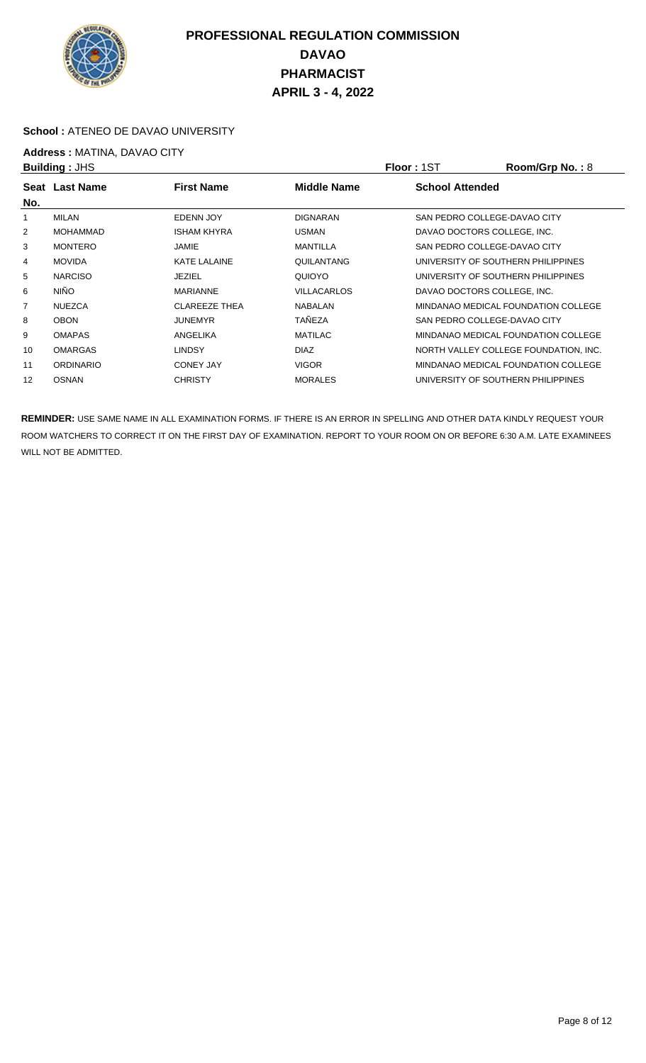# PROFESSIONAL REGULATION COMMISSION
## DAVAO
## PHARMACIST
## APRIL 3 - 4, 2022

**School :** ATENEO DE DAVAO UNIVERSITY

**Address :** MATINA, DAVAO CITY

**Building :** JHS **Floor :** 1ST **Room/Grp No. :** 8

| Seat No. | Last Name | First Name | Middle Name | School Attended |
|---|---|---|---|---|
| 1 | MILAN | EDENN JOY | DIGNARAN | SAN PEDRO COLLEGE-DAVAO CITY |
| 2 | MOHAMMAD | ISHAM KHYRA | USMAN | DAVAO DOCTORS COLLEGE, INC. |
| 3 | MONTERO | JAMIE | MANTILLA | SAN PEDRO COLLEGE-DAVAO CITY |
| 4 | MOVIDA | KATE LALAINE | QUILANTANG | UNIVERSITY OF SOUTHERN PHILIPPINES |
| 5 | NARCISO | JEZIEL | QUIOYO | UNIVERSITY OF SOUTHERN PHILIPPINES |
| 6 | NIÑO | MARIANNE | VILLACARLOS | DAVAO DOCTORS COLLEGE, INC. |
| 7 | NUEZCA | CLAREEZE THEA | NABALAN | MINDANAO MEDICAL FOUNDATION COLLEGE |
| 8 | OBON | JUNEMYR | TAÑEZA | SAN PEDRO COLLEGE-DAVAO CITY |
| 9 | OMAPAS | ANGELIKA | MATILAC | MINDANAO MEDICAL FOUNDATION COLLEGE |
| 10 | OMARGAS | LINDSY | DIAZ | NORTH VALLEY COLLEGE FOUNDATION, INC. |
| 11 | ORDINARIO | CONEY JAY | VIGOR | MINDANAO MEDICAL FOUNDATION COLLEGE |
| 12 | OSNAN | CHRISTY | MORALES | UNIVERSITY OF SOUTHERN PHILIPPINES |

**REMINDER:** USE SAME NAME IN ALL EXAMINATION FORMS. IF THERE IS AN ERROR IN SPELLING AND OTHER DATA KINDLY REQUEST YOUR ROOM WATCHERS TO CORRECT IT ON THE FIRST DAY OF EXAMINATION. REPORT TO YOUR ROOM ON OR BEFORE 6:30 A.M. LATE EXAMINEES WILL NOT BE ADMITTED.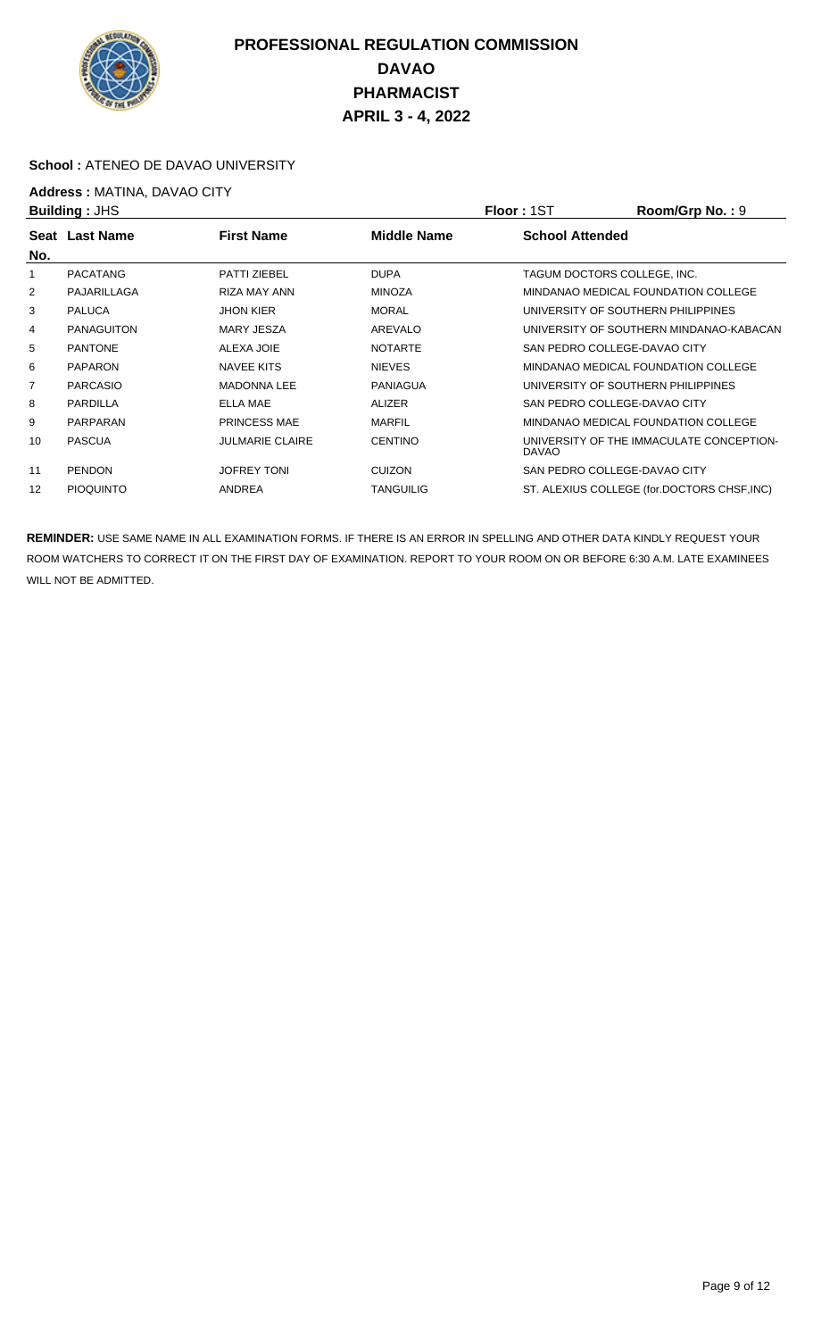# PROFESSIONAL REGULATION COMMISSION

## DAVAO

## PHARMACIST

## APRIL 3 - 4, 2022

**School :** ATENEO DE DAVAO UNIVERSITY

**Address :** MATINA, DAVAO CITY

**Building :** JHS **Floor :** 1ST **Room/Grp No. :** 9

| Seat No. | Last Name | First Name | Middle Name | School Attended |
|---|---|---|---|---|
| 1 | PACATANG | PATTI ZIEBEL | DUPA | TAGUM DOCTORS COLLEGE, INC. |
| 2 | PAJARILLAGA | RIZA MAY ANN | MINOZA | MINDANAO MEDICAL FOUNDATION COLLEGE |
| 3 | PALUCA | JHON KIER | MORAL | UNIVERSITY OF SOUTHERN PHILIPPINES |
| 4 | PANAGUITON | MARY JESZA | AREVALO | UNIVERSITY OF SOUTHERN MINDANAO-KABACAN |
| 5 | PANTONE | ALEXA JOIE | NOTARTE | SAN PEDRO COLLEGE-DAVAO CITY |
| 6 | PAPARON | NAVEE KITS | NIEVES | MINDANAO MEDICAL FOUNDATION COLLEGE |
| 7 | PARCASIO | MADONNA LEE | PANIAGUA | UNIVERSITY OF SOUTHERN PHILIPPINES |
| 8 | PARDILLA | ELLA MAE | ALIZER | SAN PEDRO COLLEGE-DAVAO CITY |
| 9 | PARPARAN | PRINCESS MAE | MARFIL | MINDANAO MEDICAL FOUNDATION COLLEGE |
| 10 | PASCUA | JULMARIE CLAIRE | CENTINO | UNIVERSITY OF THE IMMACULATE CONCEPTION-DAVAO |
| 11 | PENDON | JOFREY TONI | CUIZON | SAN PEDRO COLLEGE-DAVAO CITY |
| 12 | PIOQUINTO | ANDREA | TANGUILIG | ST. ALEXIUS COLLEGE (for.DOCTORS CHSF,INC) |

**REMINDER:** USE SAME NAME IN ALL EXAMINATION FORMS. IF THERE IS AN ERROR IN SPELLING AND OTHER DATA KINDLY REQUEST YOUR ROOM WATCHERS TO CORRECT IT ON THE FIRST DAY OF EXAMINATION. REPORT TO YOUR ROOM ON OR BEFORE 6:30 A.M. LATE EXAMINEES WILL NOT BE ADMITTED.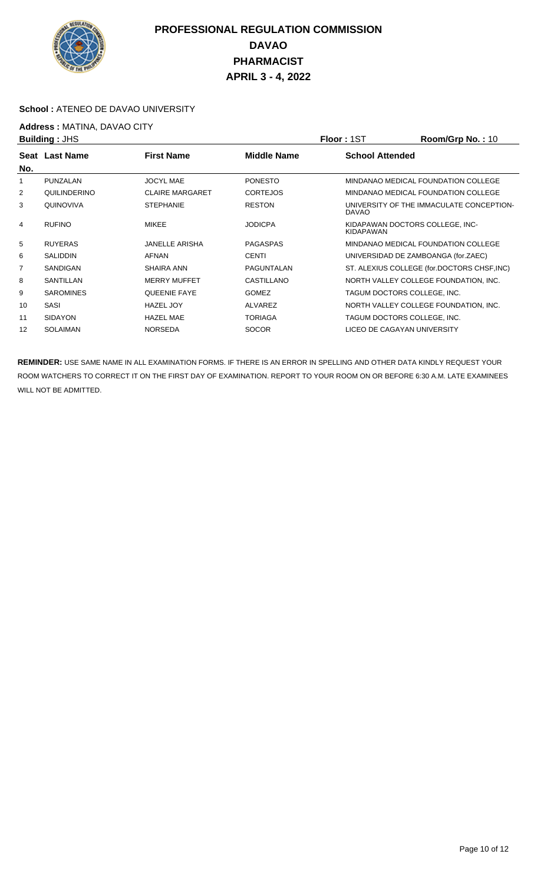# PROFESSIONAL REGULATION COMMISSION
## DAVAO
## PHARMACIST
## APRIL 3 - 4, 2022

**School :** ATENEO DE DAVAO UNIVERSITY

**Address :** MATINA, DAVAO CITY

**Building :** JHS **Floor :** 1ST **Room/Grp No. :** 10

| Seat No. | Last Name | First Name | Middle Name | School Attended |
|---|---|---|---|---|
| 1 | PUNZALAN | JOCYL MAE | PONESTO | MINDANAO MEDICAL FOUNDATION COLLEGE |
| 2 | QUILINDERINO | CLAIRE MARGARET | CORTEJOS | MINDANAO MEDICAL FOUNDATION COLLEGE |
| 3 | QUINOVIVA | STEPHANIE | RESTON | UNIVERSITY OF THE IMMACULATE CONCEPTION-DAVAO |
| 4 | RUFINO | MIKEE | JODICPA | KIDAPAWAN DOCTORS COLLEGE, INC-KIDAPAWAN |
| 5 | RUYERAS | JANELLE ARISHA | PAGASPAS | MINDANAO MEDICAL FOUNDATION COLLEGE |
| 6 | SALIDDIN | AFNAN | CENTI | UNIVERSIDAD DE ZAMBOANGA (for.ZAEC) |
| 7 | SANDIGAN | SHAIRA ANN | PAGUNTALAN | ST. ALEXIUS COLLEGE (for.DOCTORS CHSF,INC) |
| 8 | SANTILLAN | MERRY MUFFET | CASTILLANO | NORTH VALLEY COLLEGE FOUNDATION, INC. |
| 9 | SAROMINES | QUEENIE FAYE | GOMEZ | TAGUM DOCTORS COLLEGE, INC. |
| 10 | SASI | HAZEL JOY | ALVAREZ | NORTH VALLEY COLLEGE FOUNDATION, INC. |
| 11 | SIDAYON | HAZEL MAE | TORIAGA | TAGUM DOCTORS COLLEGE, INC. |
| 12 | SOLAIMAN | NORSEDA | SOCOR | LICEO DE CAGAYAN UNIVERSITY |

**REMINDER:** USE SAME NAME IN ALL EXAMINATION FORMS. IF THERE IS AN ERROR IN SPELLING AND OTHER DATA KINDLY REQUEST YOUR ROOM WATCHERS TO CORRECT IT ON THE FIRST DAY OF EXAMINATION. REPORT TO YOUR ROOM ON OR BEFORE 6:30 A.M. LATE EXAMINEES WILL NOT BE ADMITTED.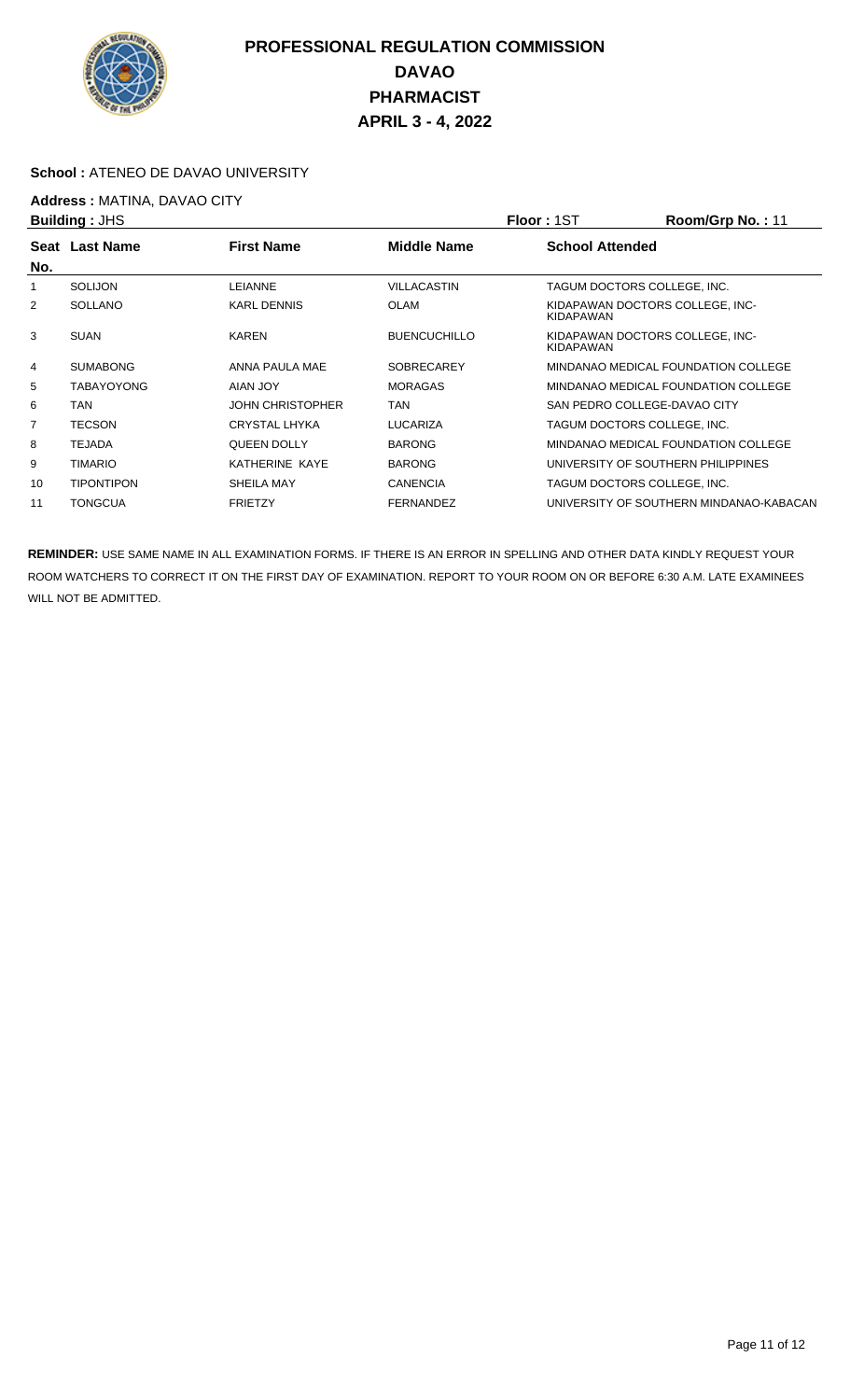# PROFESSIONAL REGULATION COMMISSION
# DAVAO
# PHARMACIST
# APRIL 3 - 4, 2022

**School :** ATENEO DE DAVAO UNIVERSITY

**Address :** MATINA, DAVAO CITY

**Building :** JHS **Floor :** 1ST **Room/Grp No. :** 11

| Seat No. | Last Name | First Name | Middle Name | School Attended |
|---|---|---|---|---|
| 1 | SOLIJON | LEIANNE | VILLACASTIN | TAGUM DOCTORS COLLEGE, INC. |
| 2 | SOLLANO | KARL DENNIS | OLAM | KIDAPAWAN DOCTORS COLLEGE, INC-KIDAPAWAN |
| 3 | SUAN | KAREN | BUENCUCHILLO | KIDAPAWAN DOCTORS COLLEGE, INC-KIDAPAWAN |
| 4 | SUMABONG | ANNA PAULA MAE | SOBRECAREY | MINDANAO MEDICAL FOUNDATION COLLEGE |
| 5 | TABAYOYONG | AIAN JOY | MORAGAS | MINDANAO MEDICAL FOUNDATION COLLEGE |
| 6 | TAN | JOHN CHRISTOPHER | TAN | SAN PEDRO COLLEGE-DAVAO CITY |
| 7 | TECSON | CRYSTAL LHYKA | LUCARIZA | TAGUM DOCTORS COLLEGE, INC. |
| 8 | TEJADA | QUEEN DOLLY | BARONG | MINDANAO MEDICAL FOUNDATION COLLEGE |
| 9 | TIMARIO | KATHERINE KAYE | BARONG | UNIVERSITY OF SOUTHERN PHILIPPINES |
| 10 | TIPONTIPON | SHEILA MAY | CANENCIA | TAGUM DOCTORS COLLEGE, INC. |
| 11 | TONGCUA | FRIETZY | FERNANDEZ | UNIVERSITY OF SOUTHERN MINDANAO-KABACAN |

**REMINDER:** USE SAME NAME IN ALL EXAMINATION FORMS. IF THERE IS AN ERROR IN SPELLING AND OTHER DATA KINDLY REQUEST YOUR ROOM WATCHERS TO CORRECT IT ON THE FIRST DAY OF EXAMINATION. REPORT TO YOUR ROOM ON OR BEFORE 6:30 A.M. LATE EXAMINEES WILL NOT BE ADMITTED.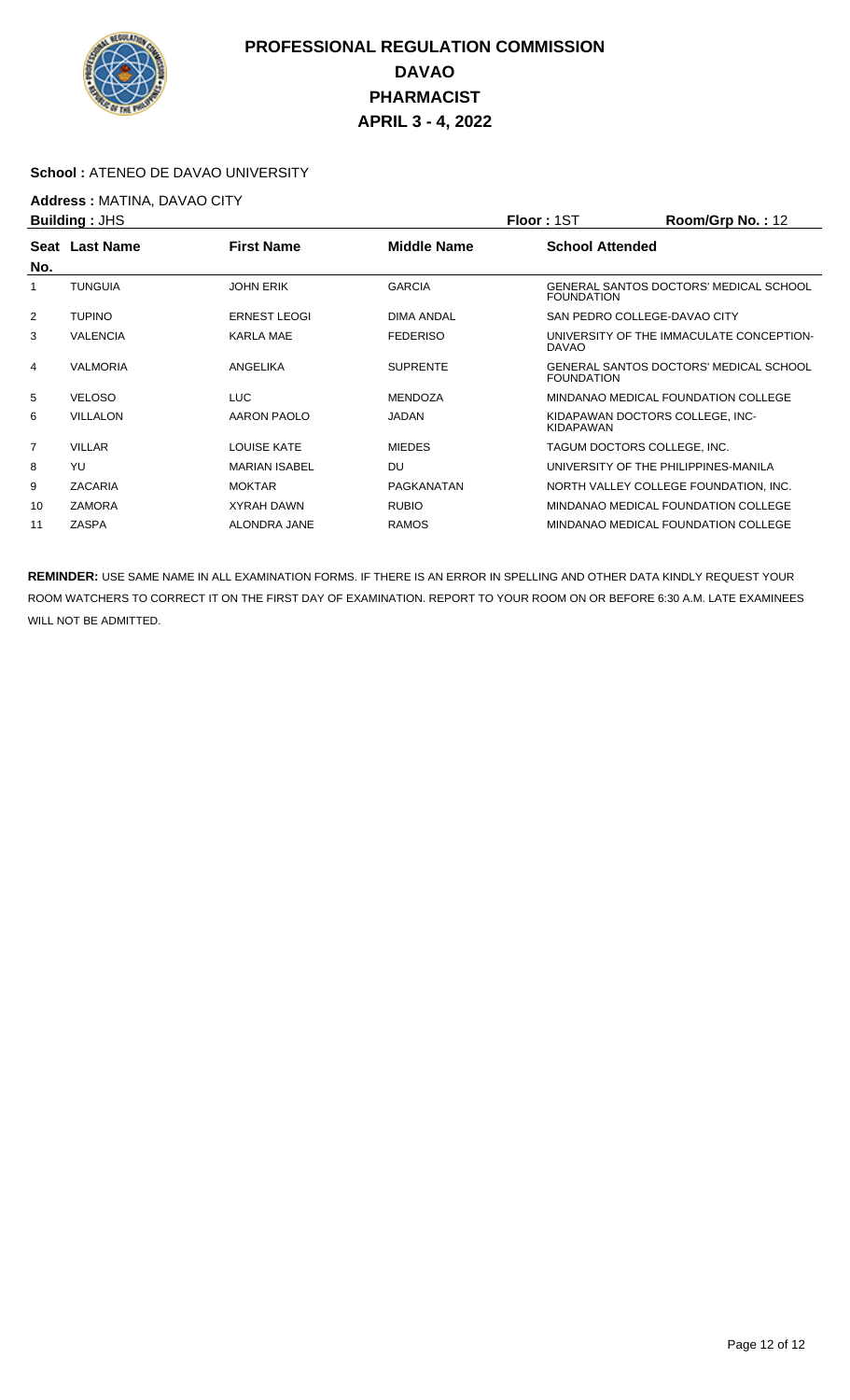# PROFESSIONAL REGULATION COMMISSION
# DAVAO
# PHARMACIST
# APRIL 3 - 4, 2022

**School :** ATENEO DE DAVAO UNIVERSITY

**Address :** MATINA, DAVAO CITY

**Building :** JHS **Floor :** 1ST **Room/Grp No. :** 12

| Seat No. | Last Name | First Name | Middle Name | School Attended |
|---|---|---|---|---|
| 1 | TUNGUIA | JOHN ERIK | GARCIA | GENERAL SANTOS DOCTORS' MEDICAL SCHOOL FOUNDATION |
| 2 | TUPINO | ERNEST LEOGI | DIMA ANDAL | SAN PEDRO COLLEGE-DAVAO CITY |
| 3 | VALENCIA | KARLA MAE | FEDERISO | UNIVERSITY OF THE IMMACULATE CONCEPTION-DAVAO |
| 4 | VALMORIA | ANGELIKA | SUPRENTE | GENERAL SANTOS DOCTORS' MEDICAL SCHOOL FOUNDATION |
| 5 | VELOSO | LUC | MENDOZA | MINDANAO MEDICAL FOUNDATION COLLEGE |
| 6 | VILLALON | AARON PAOLO | JADAN | KIDAPAWAN DOCTORS COLLEGE, INC-KIDAPAWAN |
| 7 | VILLAR | LOUISE KATE | MIEDES | TAGUM DOCTORS COLLEGE, INC. |
| 8 | YU | MARIAN ISABEL | DU | UNIVERSITY OF THE PHILIPPINES-MANILA |
| 9 | ZACARIA | MOKTAR | PAGKANATAN | NORTH VALLEY COLLEGE FOUNDATION, INC. |
| 10 | ZAMORA | XYRAH DAWN | RUBIO | MINDANAO MEDICAL FOUNDATION COLLEGE |
| 11 | ZASPA | ALONDRA JANE | RAMOS | MINDANAO MEDICAL FOUNDATION COLLEGE |

**REMINDER:** USE SAME NAME IN ALL EXAMINATION FORMS. IF THERE IS AN ERROR IN SPELLING AND OTHER DATA KINDLY REQUEST YOUR ROOM WATCHERS TO CORRECT IT ON THE FIRST DAY OF EXAMINATION. REPORT TO YOUR ROOM ON OR BEFORE 6:30 A.M. LATE EXAMINEES WILL NOT BE ADMITTED.